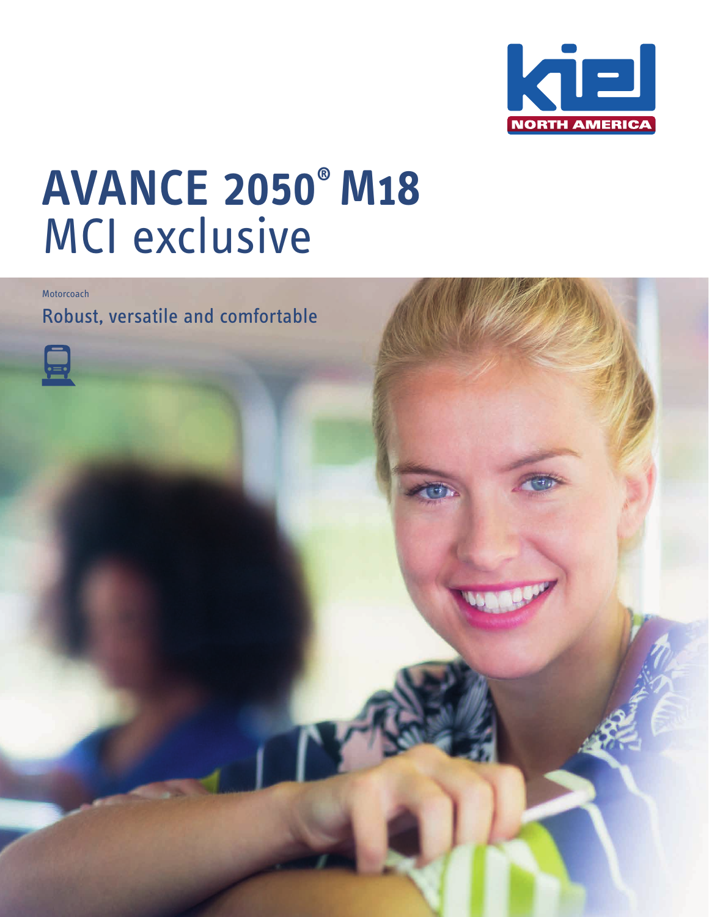kiel NORTH AMERICA

# AVANCE 2050® M18
## MCI exclusive

Motorcoach

Robust, versatile and comfortable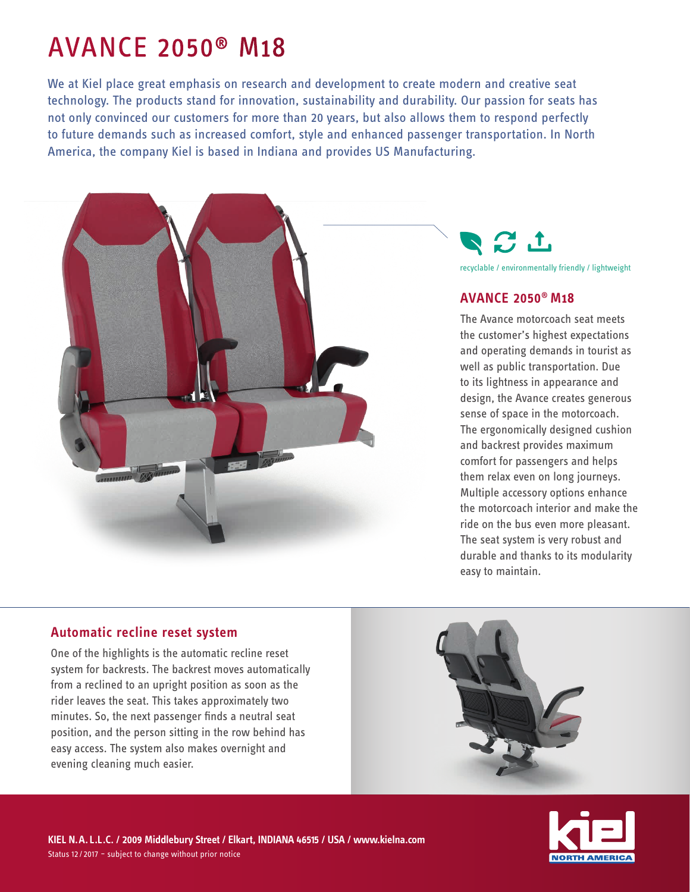# AVANCE 2050® M18

We at Kiel place great emphasis on research and development to create modern and creative seat technology. The products stand for innovation, sustainability and durability. Our passion for seats has not only convinced our customers for more than 20 years, but also allows them to respond perfectly to future demands such as increased comfort, style and enhanced passenger transportation. In North America, the company Kiel is based in Indiana and provides US Manufacturing.

recyclable / environmentally friendly / lightweight

## AVANCE 2050® M18

The Avance motorcoach seat meets the customer's highest expectations and operating demands in tourist as well as public transportation. Due to its lightness in appearance and design, the Avance creates generous sense of space in the motorcoach. The ergonomically designed cushion and backrest provides maximum comfort for passengers and helps them relax even on long journeys. Multiple accessory options enhance the motorcoach interior and make the ride on the bus even more pleasant. The seat system is very robust and durable and thanks to its modularity easy to maintain.

## Automatic recline reset system

One of the highlights is the automatic recline reset system for backrests. The backrest moves automatically from a reclined to an upright position as soon as the rider leaves the seat. This takes approximately two minutes. So, the next passenger finds a neutral seat position, and the person sitting in the row behind has easy access. The system also makes overnight and evening cleaning much easier.

**KIEL N.A. L.L.C. / 2009 Middlebury Street / Elkart, INDIANA 46515 / USA / www.kielna.com**

Status 12 / 2017 – subject to change without prior notice